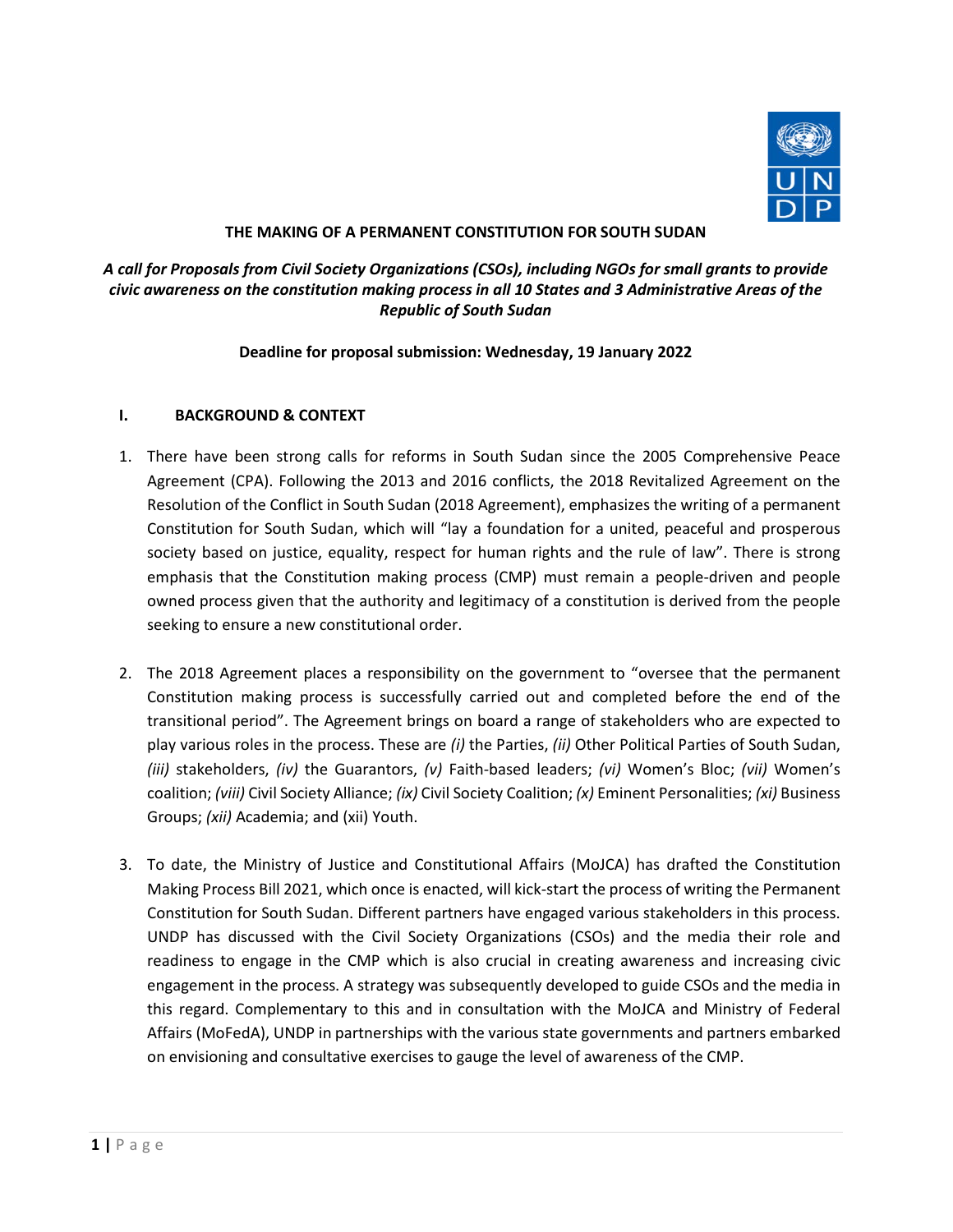**THE MAKING OF A PERMANENT CONSTITUTION FOR SOUTH SUDAN**

***A call for Proposals from Civil Society Organizations (CSOs), including NGOs for small grants to provide civic awareness on the constitution making process in all 10 States and 3 Administrative Areas of the Republic of South Sudan***

**Deadline for proposal submission: Wednesday, 19 January 2022**

## I. BACKGROUND & CONTEXT

1. There have been strong calls for reforms in South Sudan since the 2005 Comprehensive Peace Agreement (CPA). Following the 2013 and 2016 conflicts, the 2018 Revitalized Agreement on the Resolution of the Conflict in South Sudan (2018 Agreement), emphasizes the writing of a permanent Constitution for South Sudan, which will "lay a foundation for a united, peaceful and prosperous society based on justice, equality, respect for human rights and the rule of law". There is strong emphasis that the Constitution making process (CMP) must remain a people-driven and people owned process given that the authority and legitimacy of a constitution is derived from the people seeking to ensure a new constitutional order.

2. The 2018 Agreement places a responsibility on the government to "oversee that the permanent Constitution making process is successfully carried out and completed before the end of the transitional period". The Agreement brings on board a range of stakeholders who are expected to play various roles in the process. These are *(i)* the Parties, *(ii)* Other Political Parties of South Sudan, *(iii)* stakeholders, *(iv)* the Guarantors, *(v)* Faith-based leaders; *(vi)* Women's Bloc; *(vii)* Women's coalition; *(viii)* Civil Society Alliance; *(ix)* Civil Society Coalition; *(x)* Eminent Personalities; *(xi)* Business Groups; *(xii)* Academia; and (xii) Youth.

3. To date, the Ministry of Justice and Constitutional Affairs (MoJCA) has drafted the Constitution Making Process Bill 2021, which once is enacted, will kick-start the process of writing the Permanent Constitution for South Sudan. Different partners have engaged various stakeholders in this process. UNDP has discussed with the Civil Society Organizations (CSOs) and the media their role and readiness to engage in the CMP which is also crucial in creating awareness and increasing civic engagement in the process. A strategy was subsequently developed to guide CSOs and the media in this regard. Complementary to this and in consultation with the MoJCA and Ministry of Federal Affairs (MoFedA), UNDP in partnerships with the various state governments and partners embarked on envisioning and consultative exercises to gauge the level of awareness of the CMP.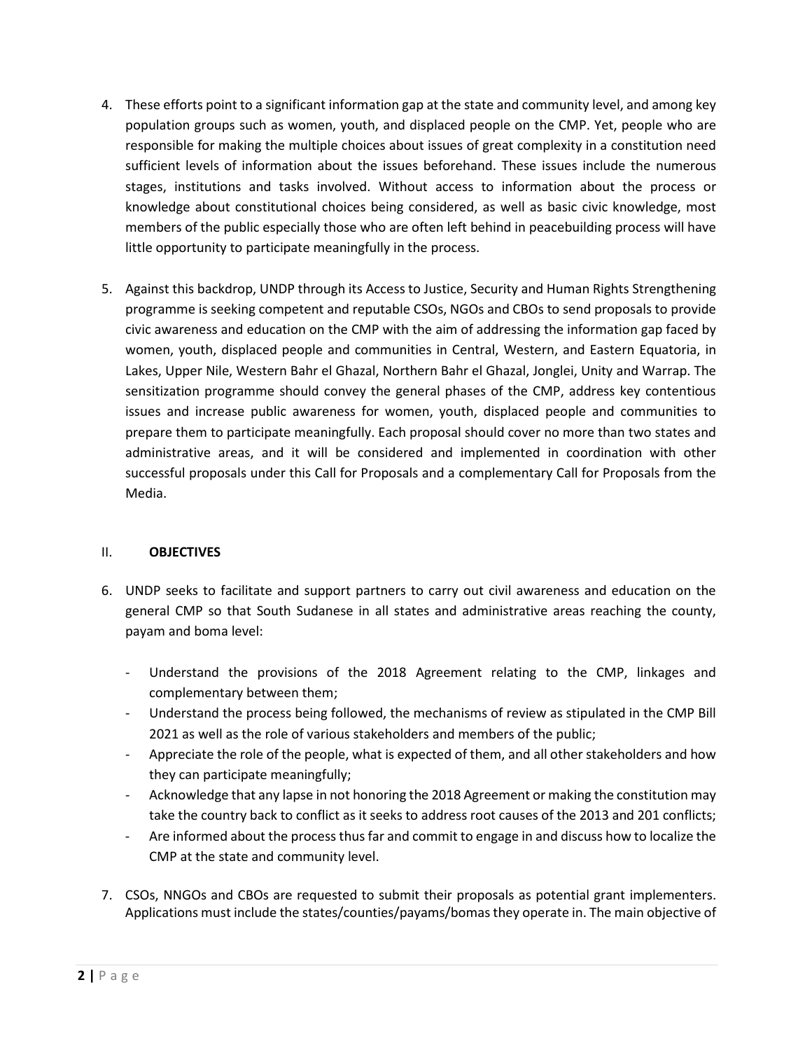4. These efforts point to a significant information gap at the state and community level, and among key population groups such as women, youth, and displaced people on the CMP. Yet, people who are responsible for making the multiple choices about issues of great complexity in a constitution need sufficient levels of information about the issues beforehand. These issues include the numerous stages, institutions and tasks involved. Without access to information about the process or knowledge about constitutional choices being considered, as well as basic civic knowledge, most members of the public especially those who are often left behind in peacebuilding process will have little opportunity to participate meaningfully in the process.

5. Against this backdrop, UNDP through its Access to Justice, Security and Human Rights Strengthening programme is seeking competent and reputable CSOs, NGOs and CBOs to send proposals to provide civic awareness and education on the CMP with the aim of addressing the information gap faced by women, youth, displaced people and communities in Central, Western, and Eastern Equatoria, in Lakes, Upper Nile, Western Bahr el Ghazal, Northern Bahr el Ghazal, Jonglei, Unity and Warrap. The sensitization programme should convey the general phases of the CMP, address key contentious issues and increase public awareness for women, youth, displaced people and communities to prepare them to participate meaningfully. Each proposal should cover no more than two states and administrative areas, and it will be considered and implemented in coordination with other successful proposals under this Call for Proposals and a complementary Call for Proposals from the Media.

## II. OBJECTIVES

6. UNDP seeks to facilitate and support partners to carry out civil awareness and education on the general CMP so that South Sudanese in all states and administrative areas reaching the county, payam and boma level:

   - Understand the provisions of the 2018 Agreement relating to the CMP, linkages and complementary between them;
   - Understand the process being followed, the mechanisms of review as stipulated in the CMP Bill 2021 as well as the role of various stakeholders and members of the public;
   - Appreciate the role of the people, what is expected of them, and all other stakeholders and how they can participate meaningfully;
   - Acknowledge that any lapse in not honoring the 2018 Agreement or making the constitution may take the country back to conflict as it seeks to address root causes of the 2013 and 201 conflicts;
   - Are informed about the process thus far and commit to engage in and discuss how to localize the CMP at the state and community level.

7. CSOs, NNGOs and CBOs are requested to submit their proposals as potential grant implementers. Applications must include the states/counties/payams/bomas they operate in. The main objective of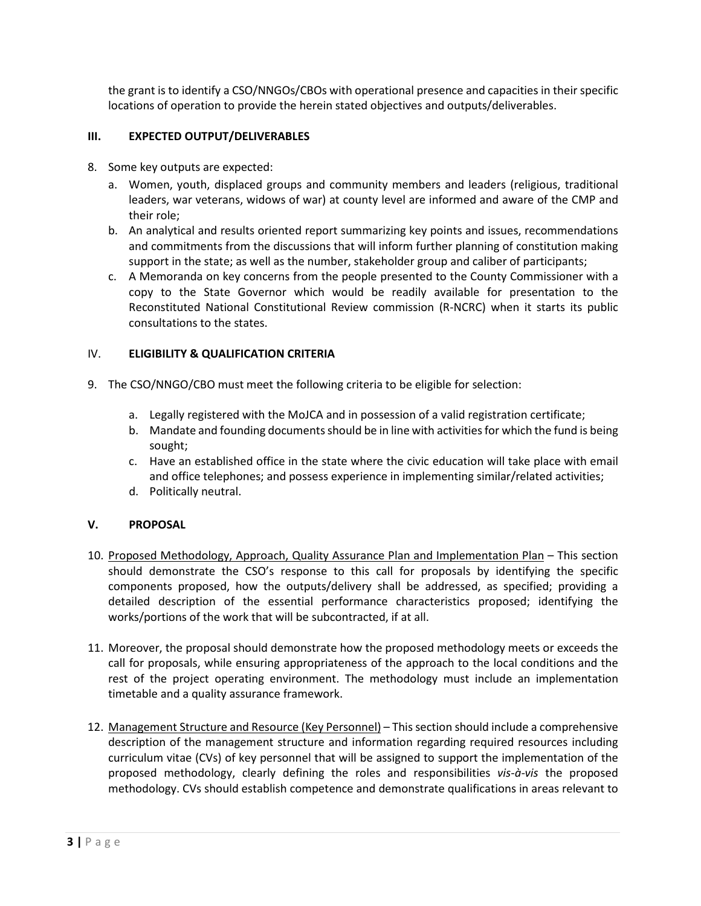the grant is to identify a CSO/NNGOs/CBOs with operational presence and capacities in their specific locations of operation to provide the herein stated objectives and outputs/deliverables.

## III. EXPECTED OUTPUT/DELIVERABLES

8. Some key outputs are expected:
   a. Women, youth, displaced groups and community members and leaders (religious, traditional leaders, war veterans, widows of war) at county level are informed and aware of the CMP and their role;
   b. An analytical and results oriented report summarizing key points and issues, recommendations and commitments from the discussions that will inform further planning of constitution making support in the state; as well as the number, stakeholder group and caliber of participants;
   c. A Memoranda on key concerns from the people presented to the County Commissioner with a copy to the State Governor which would be readily available for presentation to the Reconstituted National Constitutional Review commission (R-NCRC) when it starts its public consultations to the states.

## IV. ELIGIBILITY & QUALIFICATION CRITERIA

9. The CSO/NNGO/CBO must meet the following criteria to be eligible for selection:
   a. Legally registered with the MoJCA and in possession of a valid registration certificate;
   b. Mandate and founding documents should be in line with activities for which the fund is being sought;
   c. Have an established office in the state where the civic education will take place with email and office telephones; and possess experience in implementing similar/related activities;
   d. Politically neutral.

## V. PROPOSAL

10. Proposed Methodology, Approach, Quality Assurance Plan and Implementation Plan – This section should demonstrate the CSO's response to this call for proposals by identifying the specific components proposed, how the outputs/delivery shall be addressed, as specified; providing a detailed description of the essential performance characteristics proposed; identifying the works/portions of the work that will be subcontracted, if at all.

11. Moreover, the proposal should demonstrate how the proposed methodology meets or exceeds the call for proposals, while ensuring appropriateness of the approach to the local conditions and the rest of the project operating environment. The methodology must include an implementation timetable and a quality assurance framework.

12. Management Structure and Resource (Key Personnel) – This section should include a comprehensive description of the management structure and information regarding required resources including curriculum vitae (CVs) of key personnel that will be assigned to support the implementation of the proposed methodology, clearly defining the roles and responsibilities *vis-à-vis* the proposed methodology. CVs should establish competence and demonstrate qualifications in areas relevant to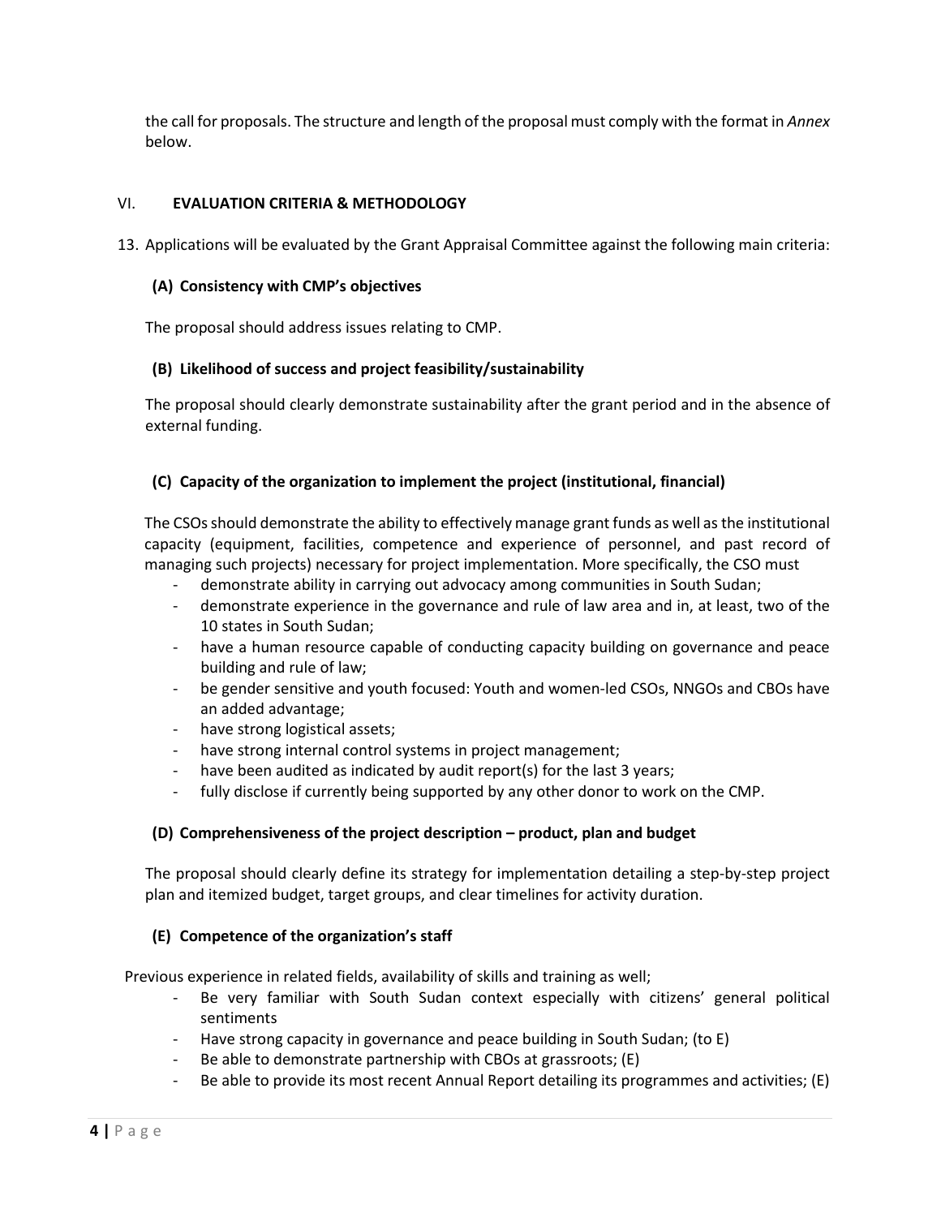the call for proposals. The structure and length of the proposal must comply with the format in *Annex* below.

## VI. EVALUATION CRITERIA & METHODOLOGY

13. Applications will be evaluated by the Grant Appraisal Committee against the following main criteria:

### (A) Consistency with CMP's objectives

The proposal should address issues relating to CMP.

### (B) Likelihood of success and project feasibility/sustainability

The proposal should clearly demonstrate sustainability after the grant period and in the absence of external funding.

### (C) Capacity of the organization to implement the project (institutional, financial)

The CSOs should demonstrate the ability to effectively manage grant funds as well as the institutional capacity (equipment, facilities, competence and experience of personnel, and past record of managing such projects) necessary for project implementation. More specifically, the CSO must

- demonstrate ability in carrying out advocacy among communities in South Sudan;
- demonstrate experience in the governance and rule of law area and in, at least, two of the 10 states in South Sudan;
- have a human resource capable of conducting capacity building on governance and peace building and rule of law;
- be gender sensitive and youth focused: Youth and women-led CSOs, NNGOs and CBOs have an added advantage;
- have strong logistical assets;
- have strong internal control systems in project management;
- have been audited as indicated by audit report(s) for the last 3 years;
- fully disclose if currently being supported by any other donor to work on the CMP.

### (D) Comprehensiveness of the project description – product, plan and budget

The proposal should clearly define its strategy for implementation detailing a step-by-step project plan and itemized budget, target groups, and clear timelines for activity duration.

### (E) Competence of the organization's staff

Previous experience in related fields, availability of skills and training as well;

- Be very familiar with South Sudan context especially with citizens' general political sentiments
- Have strong capacity in governance and peace building in South Sudan; (to E)
- Be able to demonstrate partnership with CBOs at grassroots; (E)
- Be able to provide its most recent Annual Report detailing its programmes and activities; (E)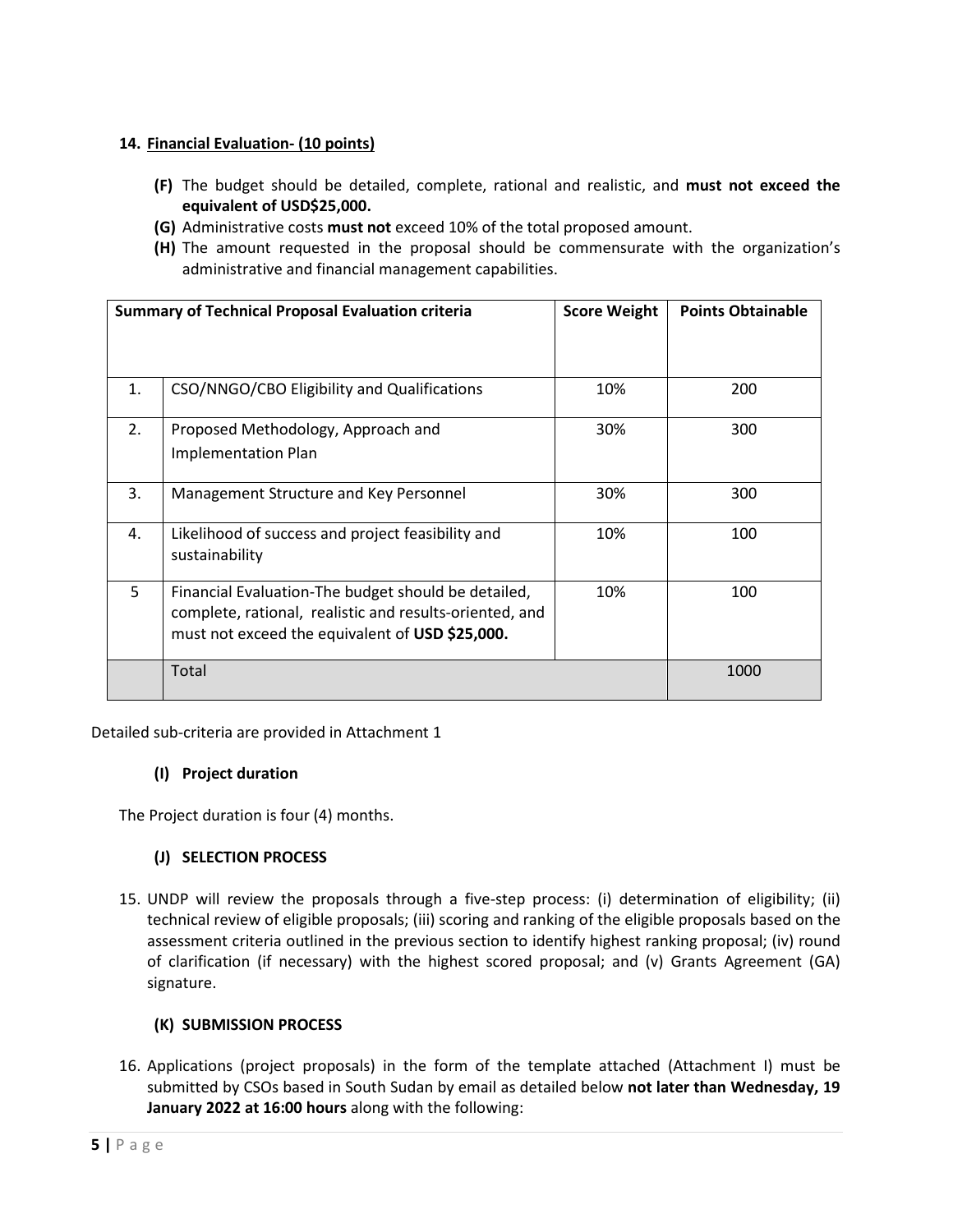14. **Financial Evaluation- (10 points)**

- **(F)** The budget should be detailed, complete, rational and realistic, and **must not exceed the equivalent of USD$25,000.**
- **(G)** Administrative costs **must not** exceed 10% of the total proposed amount.
- **(H)** The amount requested in the proposal should be commensurate with the organization's administrative and financial management capabilities.

| Summary of Technical Proposal Evaluation criteria | | Score Weight | Points Obtainable |
|---|---|---|---|
| 1. | CSO/NNGO/CBO Eligibility and Qualifications | 10% | 200 |
| 2. | Proposed Methodology, Approach and Implementation Plan | 30% | 300 |
| 3. | Management Structure and Key Personnel | 30% | 300 |
| 4. | Likelihood of success and project feasibility and sustainability | 10% | 100 |
| 5 | Financial Evaluation-The budget should be detailed, complete, rational, realistic and results-oriented, and must not exceed the equivalent of **USD $25,000.** | 10% | 100 |
| | Total | | 1000 |

Detailed sub-criteria are provided in Attachment 1

#### (I) Project duration

The Project duration is four (4) months.

#### (J) SELECTION PROCESS

15. UNDP will review the proposals through a five-step process: (i) determination of eligibility; (ii) technical review of eligible proposals; (iii) scoring and ranking of the eligible proposals based on the assessment criteria outlined in the previous section to identify highest ranking proposal; (iv) round of clarification (if necessary) with the highest scored proposal; and (v) Grants Agreement (GA) signature.

#### (K) SUBMISSION PROCESS

16. Applications (project proposals) in the form of the template attached (Attachment I) must be submitted by CSOs based in South Sudan by email as detailed below **not later than Wednesday, 19 January 2022 at 16:00 hours** along with the following: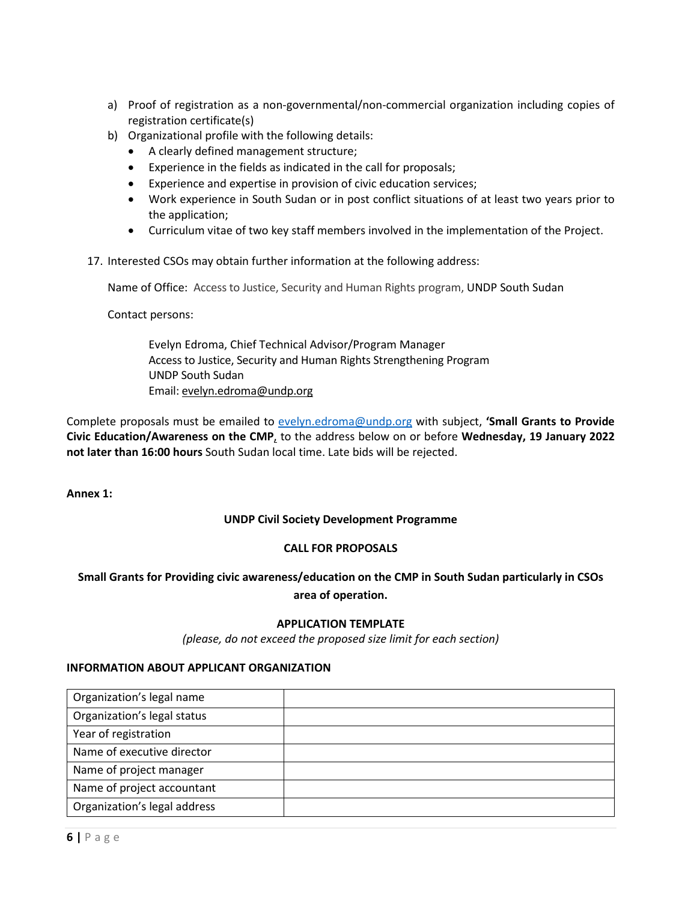a) Proof of registration as a non-governmental/non-commercial organization including copies of registration certificate(s)
b) Organizational profile with the following details:
   - A clearly defined management structure;
   - Experience in the fields as indicated in the call for proposals;
   - Experience and expertise in provision of civic education services;
   - Work experience in South Sudan or in post conflict situations of at least two years prior to the application;
   - Curriculum vitae of two key staff members involved in the implementation of the Project.

17. Interested CSOs may obtain further information at the following address:

    Name of Office: Access to Justice, Security and Human Rights program, UNDP South Sudan

    Contact persons:

    Evelyn Edroma, Chief Technical Advisor/Program Manager
    Access to Justice, Security and Human Rights Strengthening Program
    UNDP South Sudan
    Email: evelyn.edroma@undp.org

Complete proposals must be emailed to evelyn.edroma@undp.org with subject, **'Small Grants to Provide Civic Education/Awareness on the CMP**, to the address below on or before **Wednesday, 19 January 2022 not later than 16:00 hours** South Sudan local time. Late bids will be rejected.

**Annex 1:**

**UNDP Civil Society Development Programme**

**CALL FOR PROPOSALS**

**Small Grants for Providing civic awareness/education on the CMP in South Sudan particularly in CSOs area of operation.**

**APPLICATION TEMPLATE**

*(please, do not exceed the proposed size limit for each section)*

**INFORMATION ABOUT APPLICANT ORGANIZATION**

| | |
|---|---|
| Organization's legal name | |
| Organization's legal status | |
| Year of registration | |
| Name of executive director | |
| Name of project manager | |
| Name of project accountant | |
| Organization's legal address | |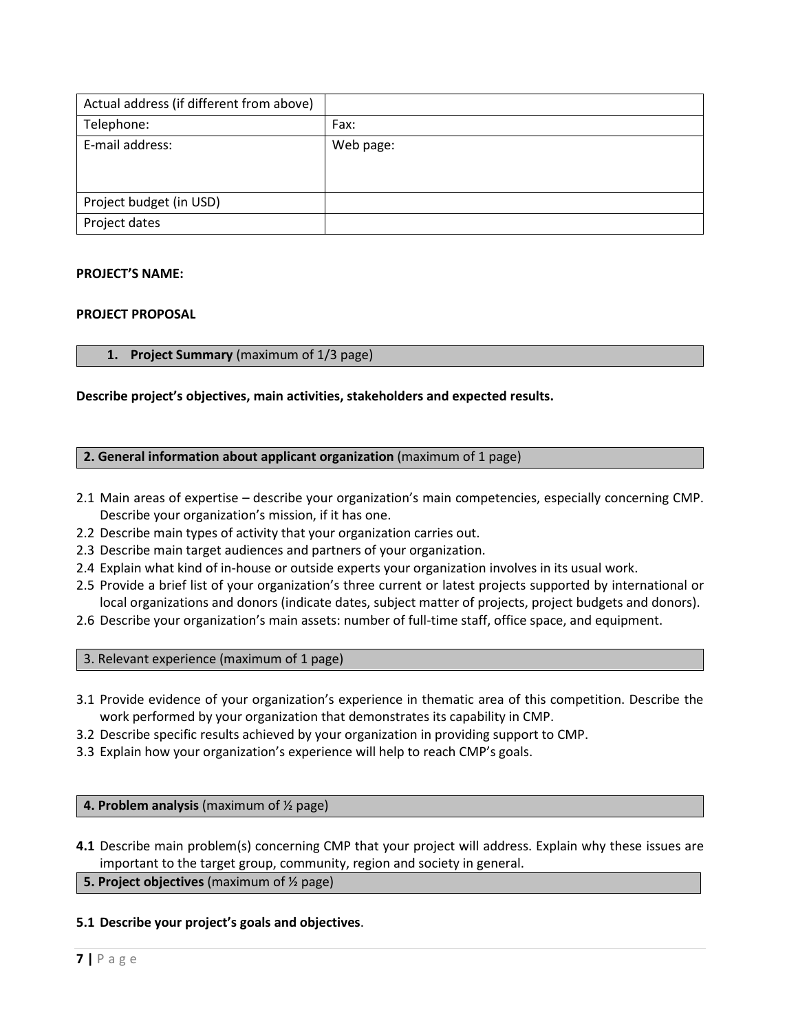| Actual address (if different from above) | |
|---|---|
| Telephone: | Fax: |
| E-mail address: | Web page: |
| Project budget (in USD) | |
| Project dates | |

**PROJECT'S NAME:**

**PROJECT PROPOSAL**

## 1. **Project Summary** (maximum of 1/3 page)

**Describe project's objectives, main activities, stakeholders and expected results.**

## **2. General information about applicant organization** (maximum of 1 page)

2.1 Main areas of expertise – describe your organization's main competencies, especially concerning CMP. Describe your organization's mission, if it has one.

2.2 Describe main types of activity that your organization carries out.

2.3 Describe main target audiences and partners of your organization.

2.4 Explain what kind of in-house or outside experts your organization involves in its usual work.

2.5 Provide a brief list of your organization's three current or latest projects supported by international or local organizations and donors (indicate dates, subject matter of projects, project budgets and donors).

2.6 Describe your organization's main assets: number of full-time staff, office space, and equipment.

## 3. Relevant experience (maximum of 1 page)

3.1 Provide evidence of your organization's experience in thematic area of this competition. Describe the work performed by your organization that demonstrates its capability in CMP.

3.2 Describe specific results achieved by your organization in providing support to CMP.

3.3 Explain how your organization's experience will help to reach CMP's goals.

## **4. Problem analysis** (maximum of ½ page)

**4.1** Describe main problem(s) concerning CMP that your project will address. Explain why these issues are important to the target group, community, region and society in general.

## **5. Project objectives** (maximum of ½ page)

**5.1 Describe your project's goals and objectives**.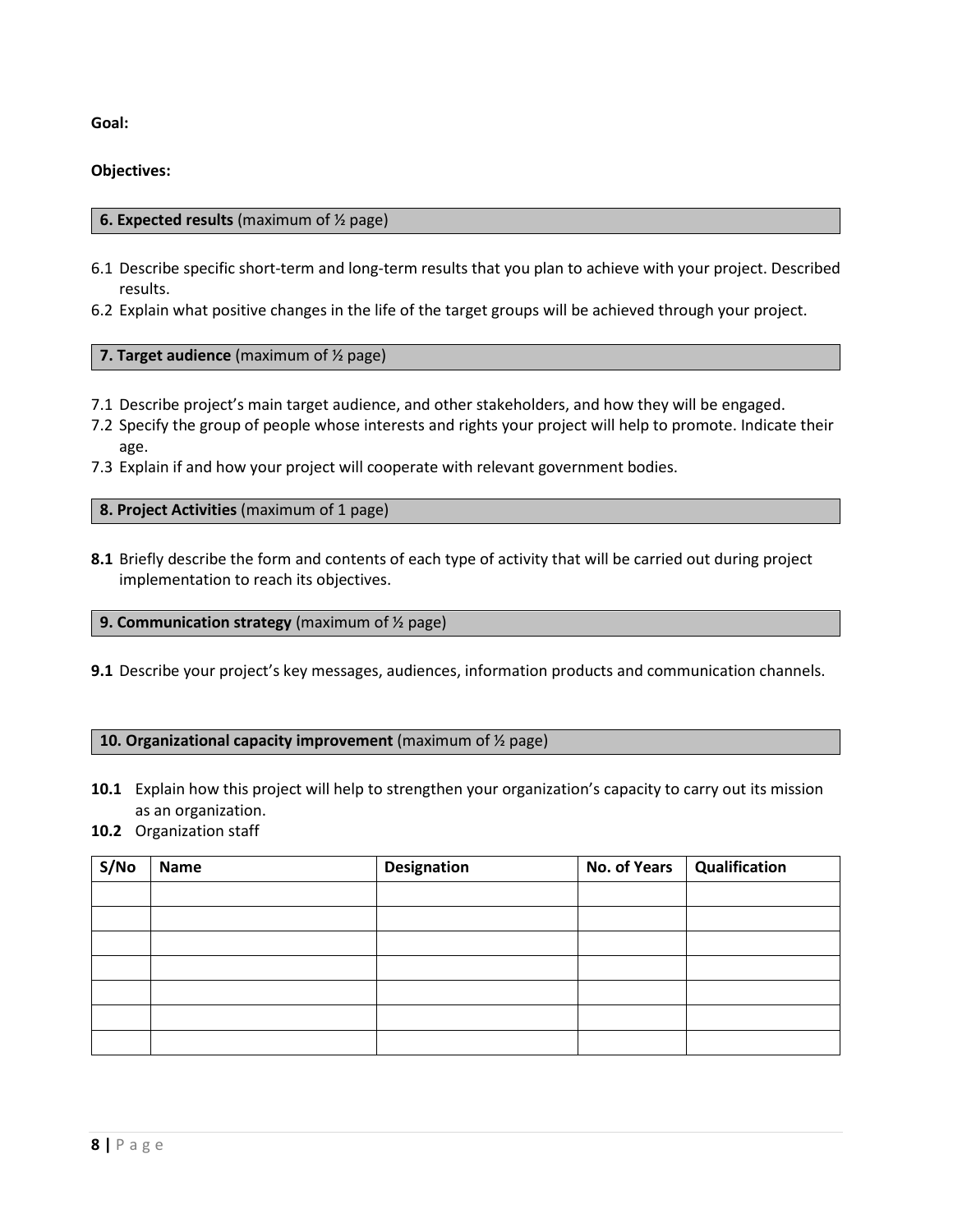**Goal:**

**Objectives:**

## 6. Expected results (maximum of ½ page)

6.1 Describe specific short-term and long-term results that you plan to achieve with your project. Described results.

6.2 Explain what positive changes in the life of the target groups will be achieved through your project.

## 7. Target audience (maximum of ½ page)

7.1 Describe project's main target audience, and other stakeholders, and how they will be engaged.

7.2 Specify the group of people whose interests and rights your project will help to promote. Indicate their age.

7.3 Explain if and how your project will cooperate with relevant government bodies.

## 8. Project Activities (maximum of 1 page)

**8.1** Briefly describe the form and contents of each type of activity that will be carried out during project implementation to reach its objectives.

## 9. Communication strategy (maximum of ½ page)

**9.1** Describe your project's key messages, audiences, information products and communication channels.

## 10. Organizational capacity improvement (maximum of ½ page)

**10.1** Explain how this project will help to strengthen your organization's capacity to carry out its mission as an organization.

**10.2** Organization staff

| S/No | Name | Designation | No. of Years | Qualification |
|---|---|---|---|---|
| | | | | |
| | | | | |
| | | | | |
| | | | | |
| | | | | |
| | | | | |
| | | | | |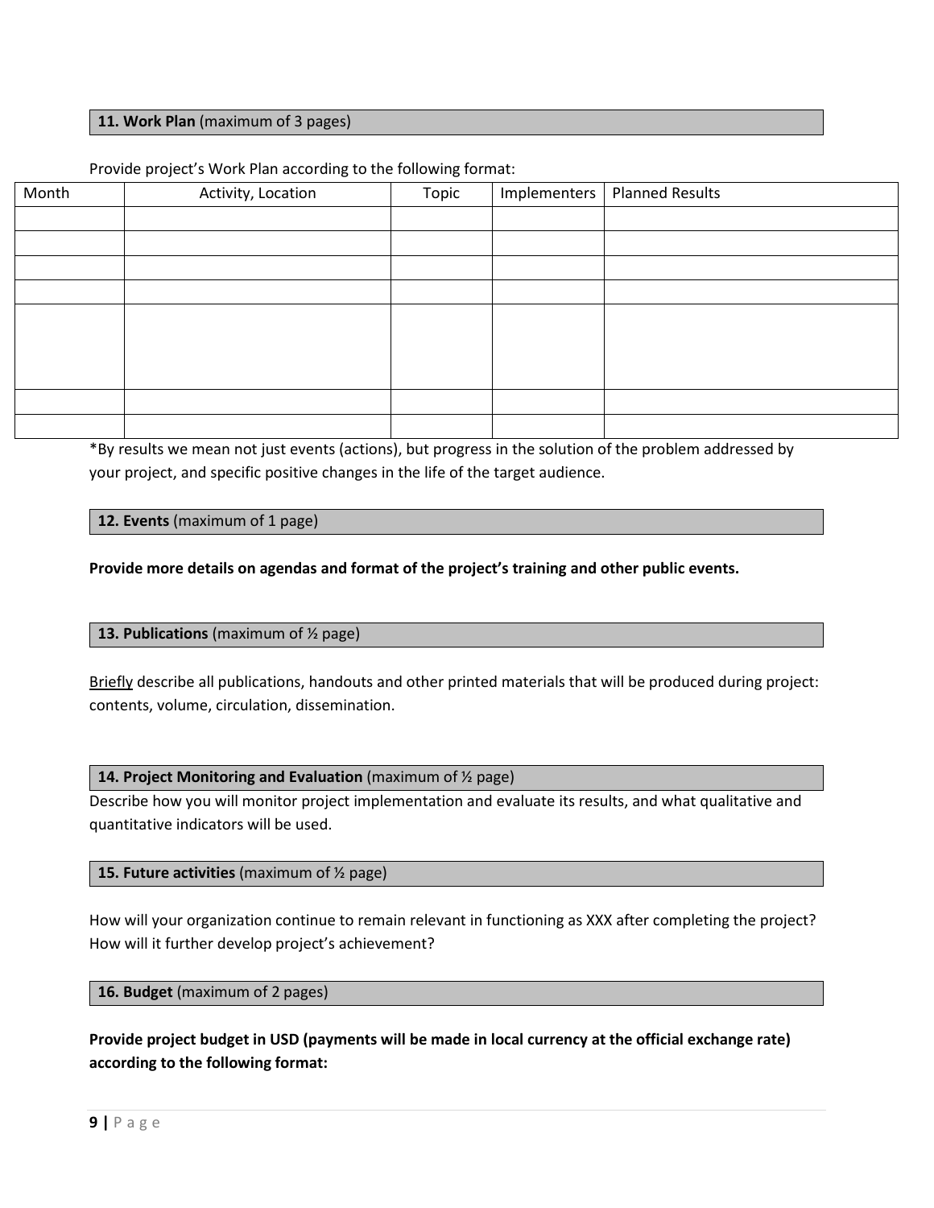**11. Work Plan** (maximum of 3 pages)

Provide project's Work Plan according to the following format:

| Month | Activity, Location | Topic | Implementers | Planned Results |
|---|---|---|---|---|
| | | | | |
| | | | | |
| | | | | |
| | | | | |
| | | | | |
| | | | | |
| | | | | |

*By results we mean not just events (actions), but progress in the solution of the problem addressed by your project, and specific positive changes in the life of the target audience.

**12. Events** (maximum of 1 page)

**Provide more details on agendas and format of the project's training and other public events.**

**13. Publications** (maximum of ½ page)

Briefly describe all publications, handouts and other printed materials that will be produced during project: contents, volume, circulation, dissemination.

**14. Project Monitoring and Evaluation** (maximum of ½ page)

Describe how you will monitor project implementation and evaluate its results, and what qualitative and quantitative indicators will be used.

**15. Future activities** (maximum of ½ page)

How will your organization continue to remain relevant in functioning as XXX after completing the project? How will it further develop project's achievement?

**16. Budget** (maximum of 2 pages)

**Provide project budget in USD (payments will be made in local currency at the official exchange rate) according to the following format:**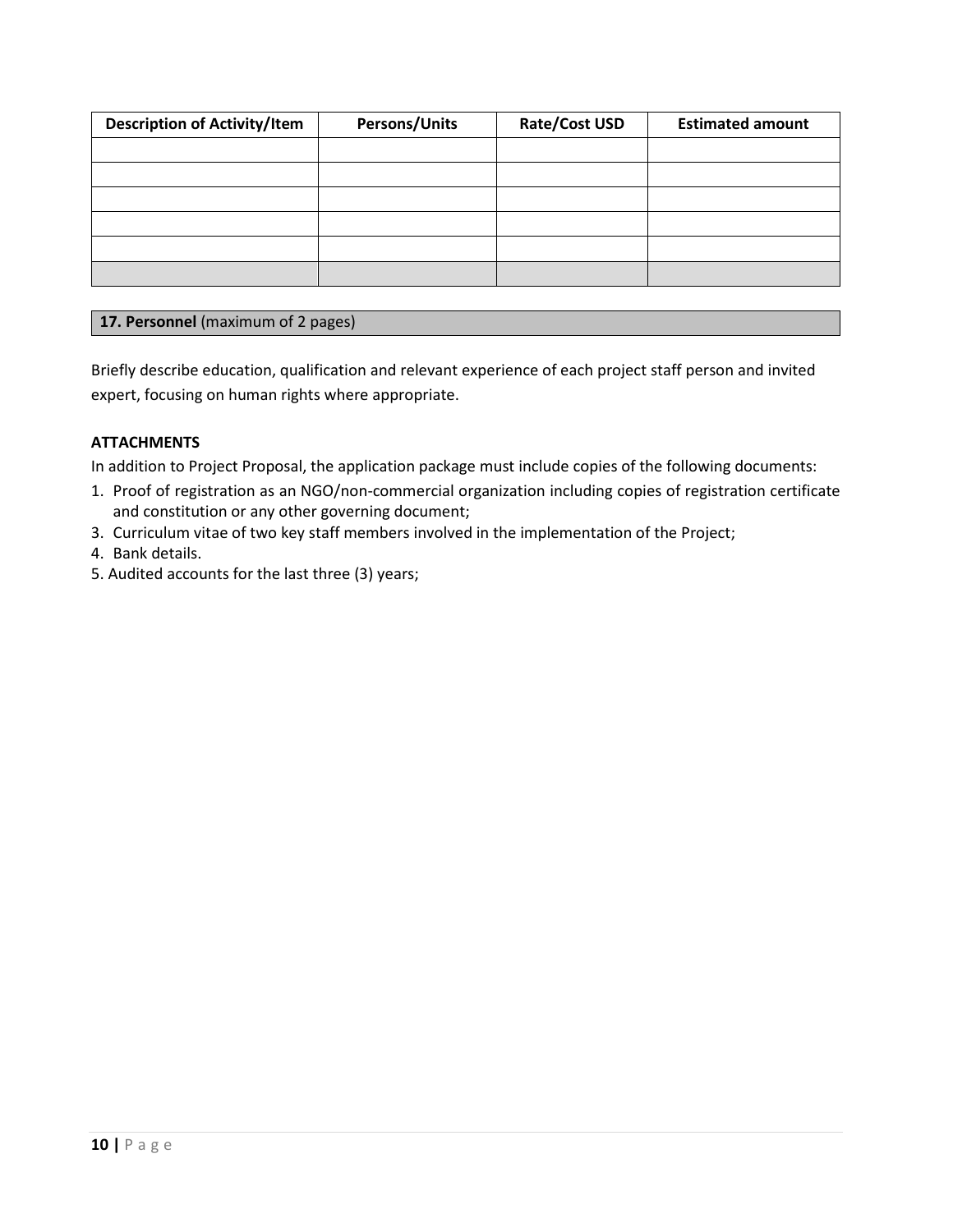| Description of Activity/Item | Persons/Units | Rate/Cost USD | Estimated amount |
| --- | --- | --- | --- |
| | | | |
| | | | |
| | | | |
| | | | |
| | | | |
| | | | |

**17. Personnel** (maximum of 2 pages)

Briefly describe education, qualification and relevant experience of each project staff person and invited expert, focusing on human rights where appropriate.

**ATTACHMENTS**

In addition to Project Proposal, the application package must include copies of the following documents:

1. Proof of registration as an NGO/non-commercial organization including copies of registration certificate and constitution or any other governing document;
3. Curriculum vitae of two key staff members involved in the implementation of the Project;
4. Bank details.
5. Audited accounts for the last three (3) years;